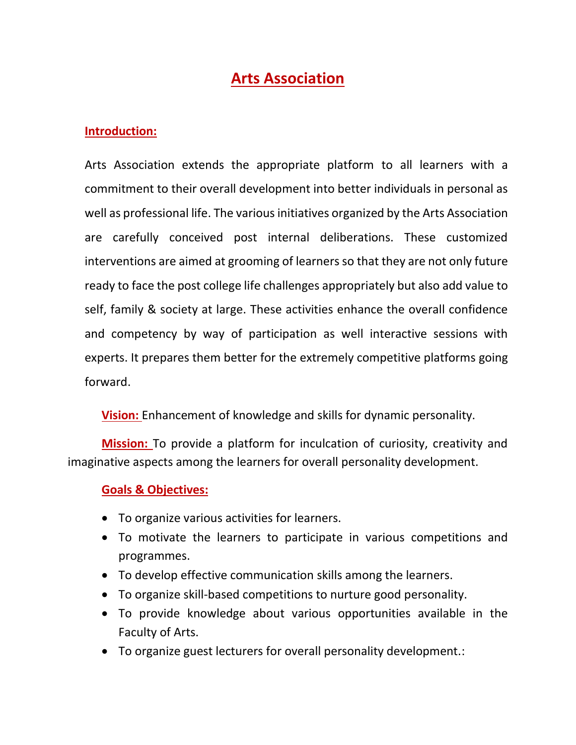# Arts Association

## Introduction:

Arts Association extends the appropriate platform to all learners with a commitment to their overall development into better individuals in personal as well as professional life. The various initiatives organized by the Arts Association are carefully conceived post internal deliberations. These customized interventions are aimed at grooming of learners so that they are not only future ready to face the post college life challenges appropriately but also add value to self, family & society at large. These activities enhance the overall confidence and competency by way of participation as well interactive sessions with experts. It prepares them better for the extremely competitive platforms going forward.

**Vision:** Enhancement of knowledge and skills for dynamic personality.

**Mission:** To provide a platform for inculcation of curiosity, creativity and imaginative aspects among the learners for overall personality development.

**Goals & Objectives:**

- To organize various activities for learners.
- To motivate the learners to participate in various competitions and programmes.
- To develop effective communication skills among the learners.
- To organize skill-based competitions to nurture good personality.
- To provide knowledge about various opportunities available in the Faculty of Arts.
- To organize guest lecturers for overall personality development.: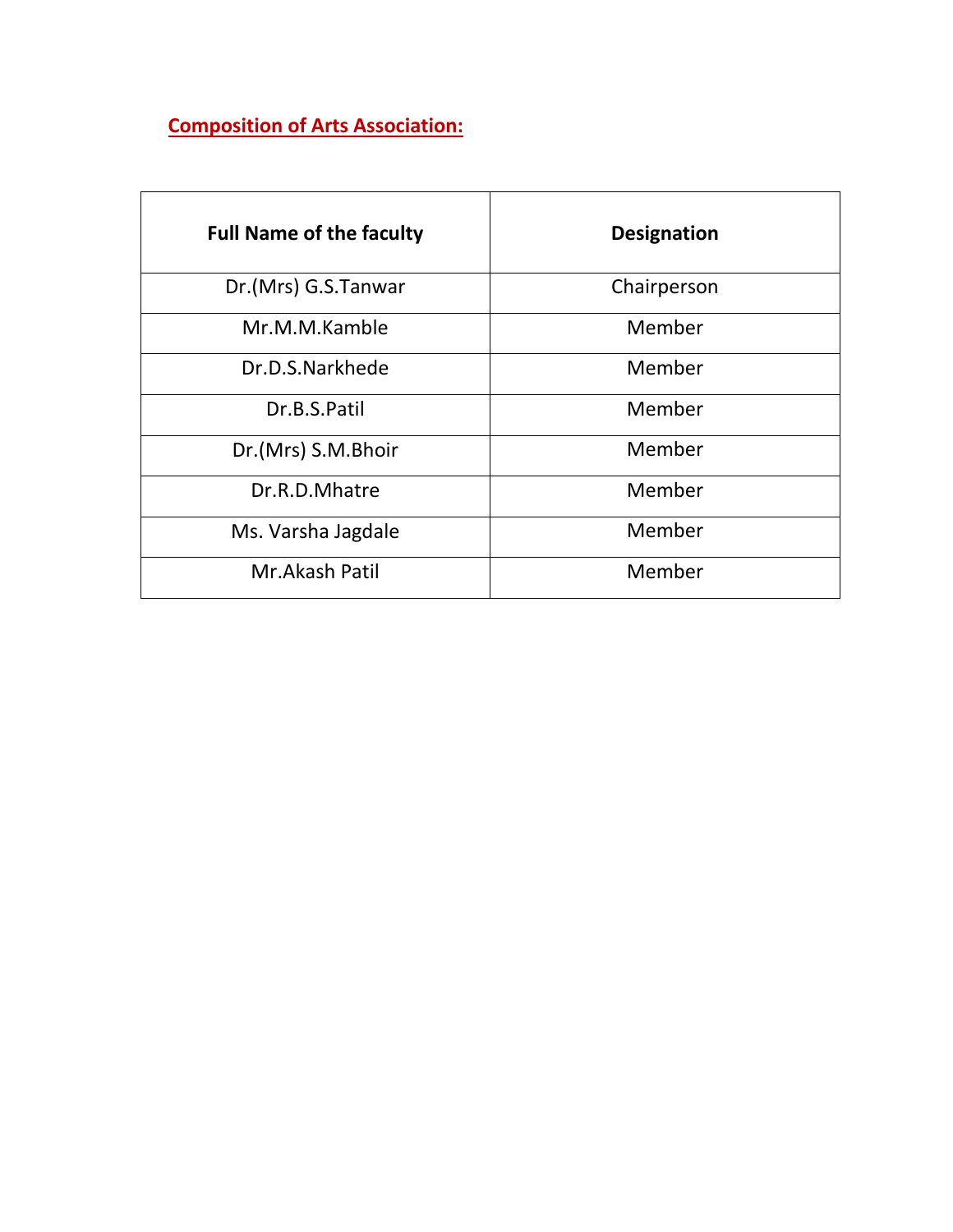## Composition of Arts Association:

| Full Name of the faculty | Designation |
|---|---|
| Dr.(Mrs) G.S.Tanwar | Chairperson |
| Mr.M.M.Kamble | Member |
| Dr.D.S.Narkhede | Member |
| Dr.B.S.Patil | Member |
| Dr.(Mrs) S.M.Bhoir | Member |
| Dr.R.D.Mhatre | Member |
| Ms. Varsha Jagdale | Member |
| Mr.Akash Patil | Member |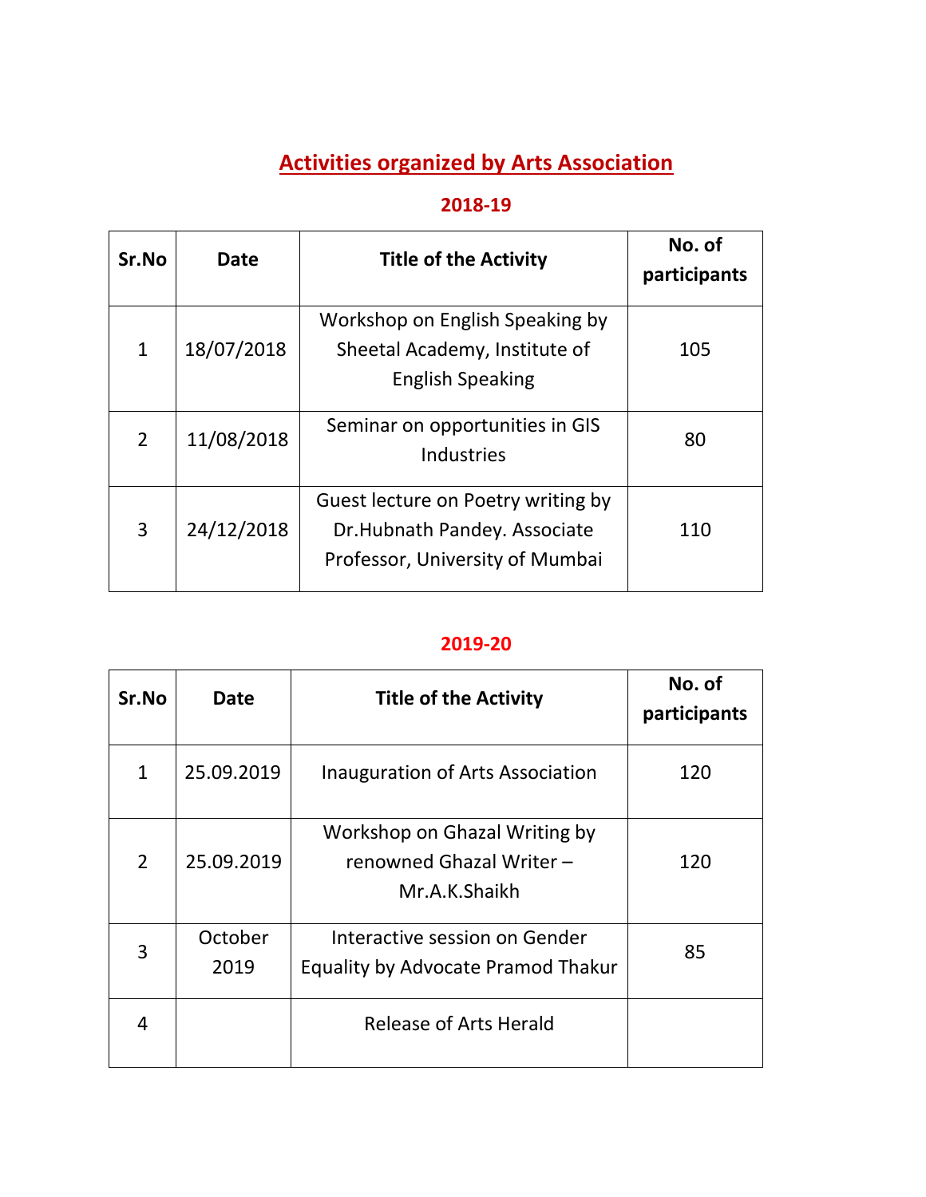# Activities organized by Arts Association

## 2018-19

| Sr.No | Date | Title of the Activity | No. of participants |
|---|---|---|---|
| 1 | 18/07/2018 | Workshop on English Speaking by Sheetal Academy, Institute of English Speaking | 105 |
| 2 | 11/08/2018 | Seminar on opportunities in GIS Industries | 80 |
| 3 | 24/12/2018 | Guest lecture on Poetry writing by Dr.Hubnath Pandey. Associate Professor, University of Mumbai | 110 |

## 2019-20

| Sr.No | Date | Title of the Activity | No. of participants |
|---|---|---|---|
| 1 | 25.09.2019 | Inauguration of Arts Association | 120 |
| 2 | 25.09.2019 | Workshop on Ghazal Writing by renowned Ghazal Writer – Mr.A.K.Shaikh | 120 |
| 3 | October 2019 | Interactive session on Gender Equality by Advocate Pramod Thakur | 85 |
| 4 | | Release of Arts Herald | |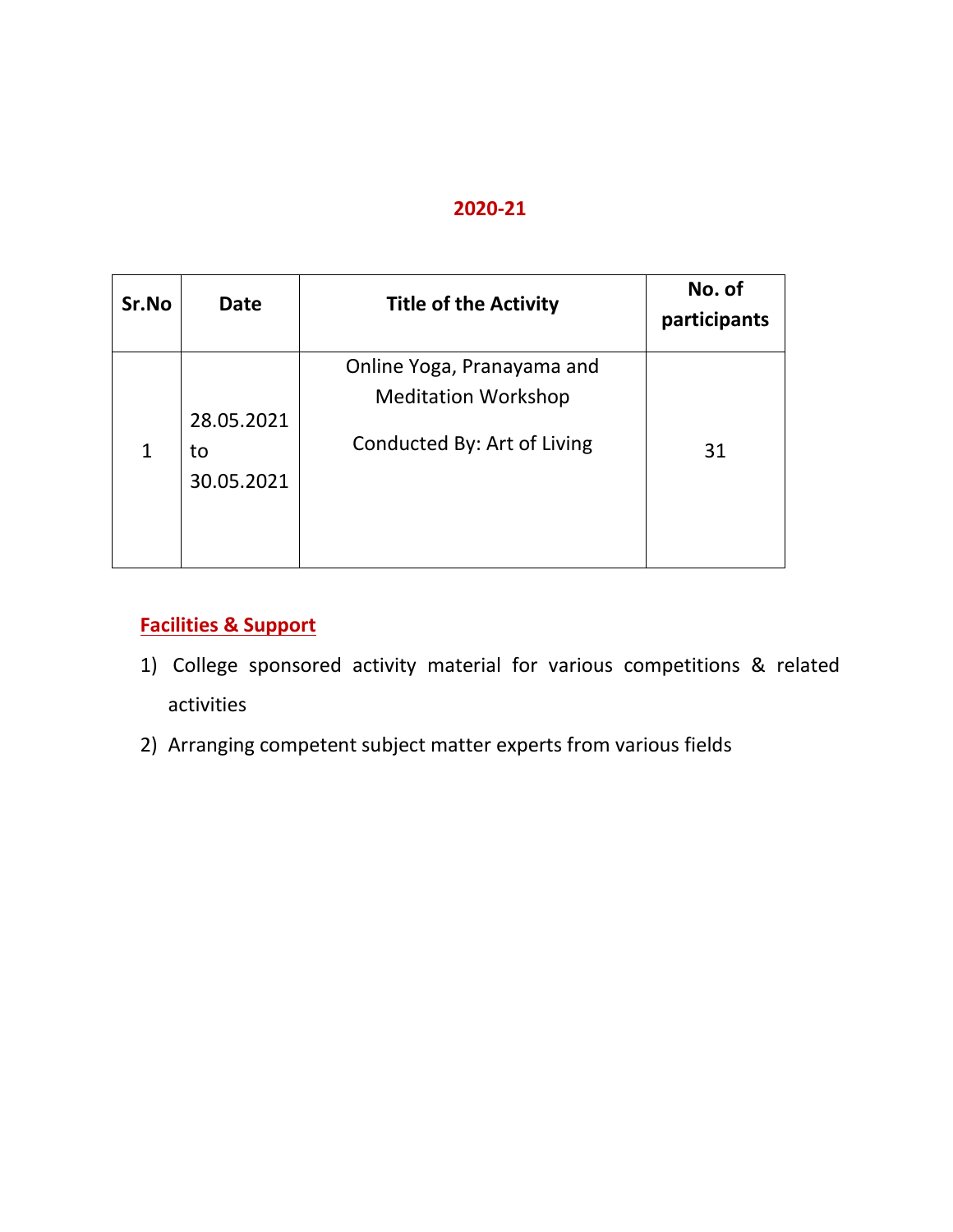## 2020-21

| Sr.No | Date | Title of the Activity | No. of participants |
| --- | --- | --- | --- |
| 1 | 28.05.2021 to 30.05.2021 | Online Yoga, Pranayama and Meditation Workshop<br><br>Conducted By: Art of Living | 31 |

## Facilities & Support

1) College sponsored activity material for various competitions & related activities
2) Arranging competent subject matter experts from various fields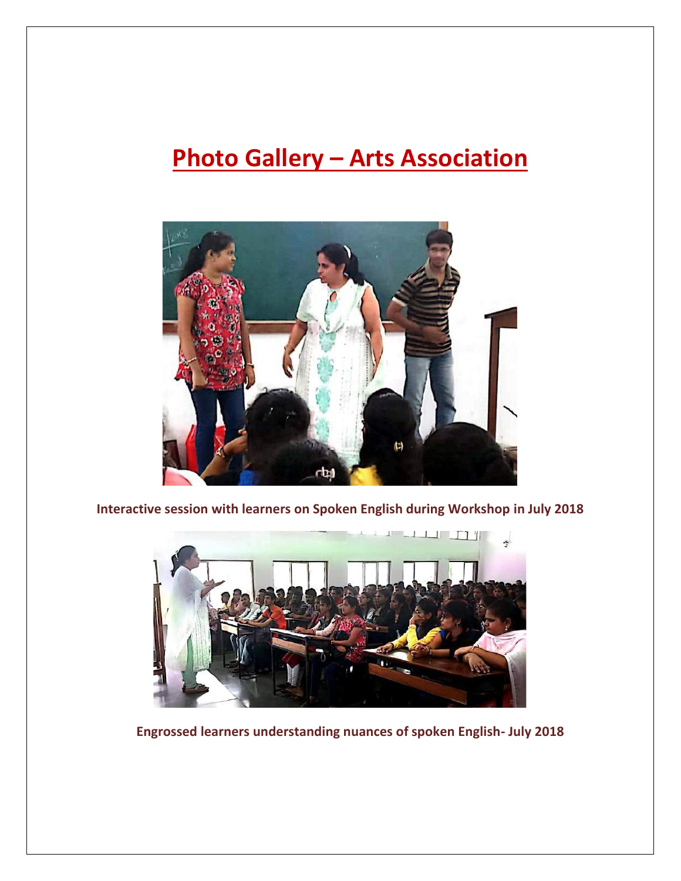# Photo Gallery – Arts Association

**Interactive session with learners on Spoken English during Workshop in July 2018**

**Engrossed learners understanding nuances of spoken English- July 2018**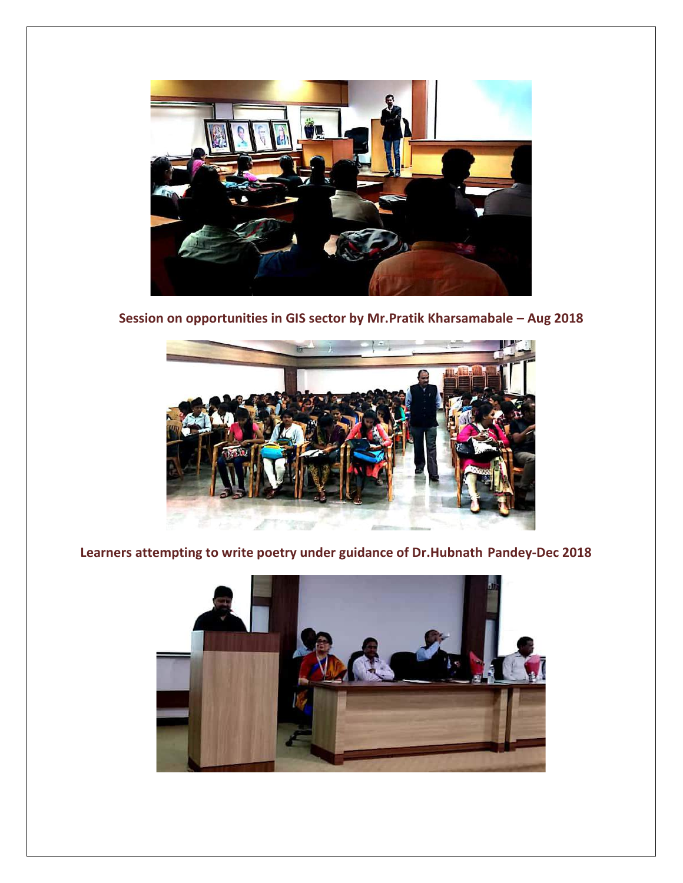**Session on opportunities in GIS sector by Mr.Pratik Kharsamabale – Aug 2018**

**Learners attempting to write poetry under guidance of Dr.Hubnath Pandey-Dec 2018**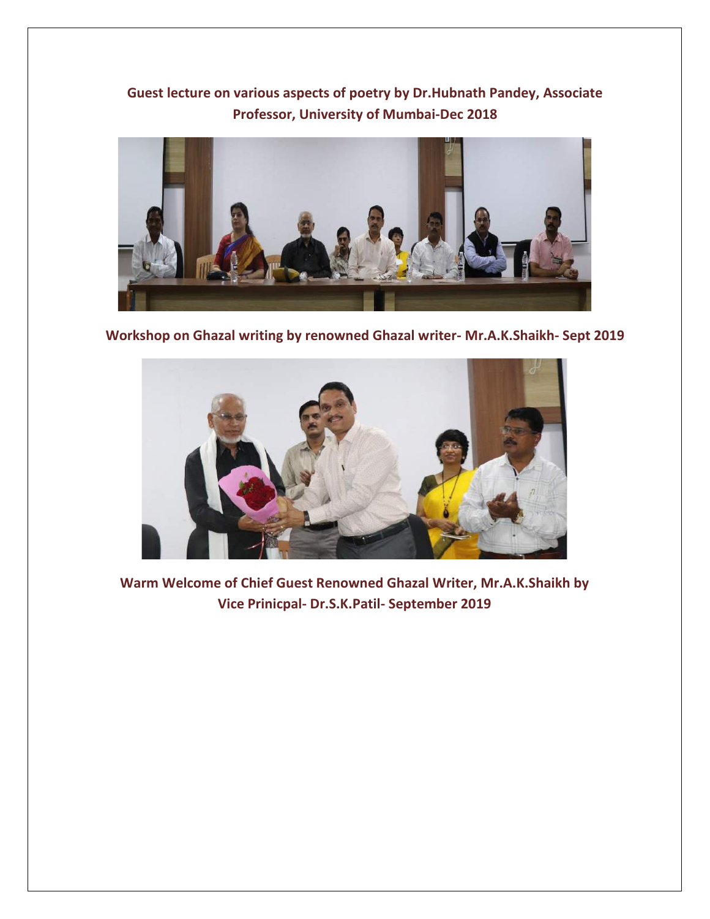**Guest lecture on various aspects of poetry by Dr.Hubnath Pandey, Associate Professor, University of Mumbai-Dec 2018**

**Workshop on Ghazal writing by renowned Ghazal writer- Mr.A.K.Shaikh- Sept 2019**

**Warm Welcome of Chief Guest Renowned Ghazal Writer, Mr.A.K.Shaikh by Vice Prinicpal- Dr.S.K.Patil- September 2019**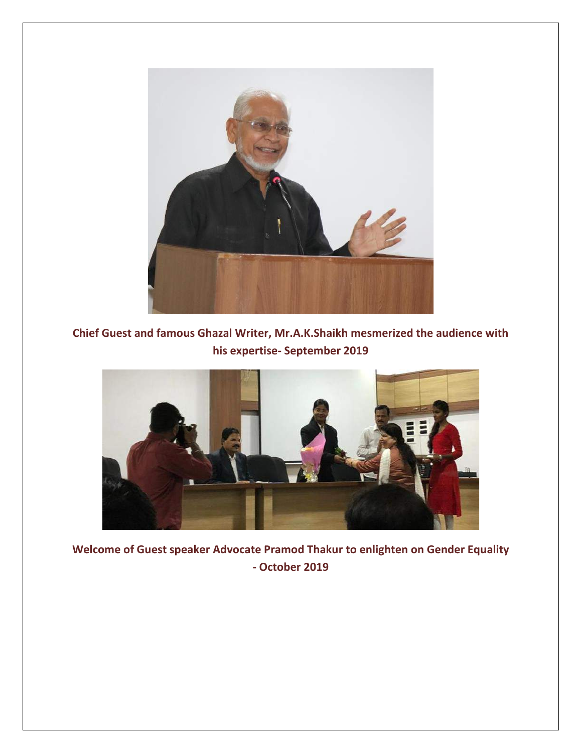**Chief Guest and famous Ghazal Writer, Mr.A.K.Shaikh mesmerized the audience with his expertise- September 2019**

**Welcome of Guest speaker Advocate Pramod Thakur to enlighten on Gender Equality - October 2019**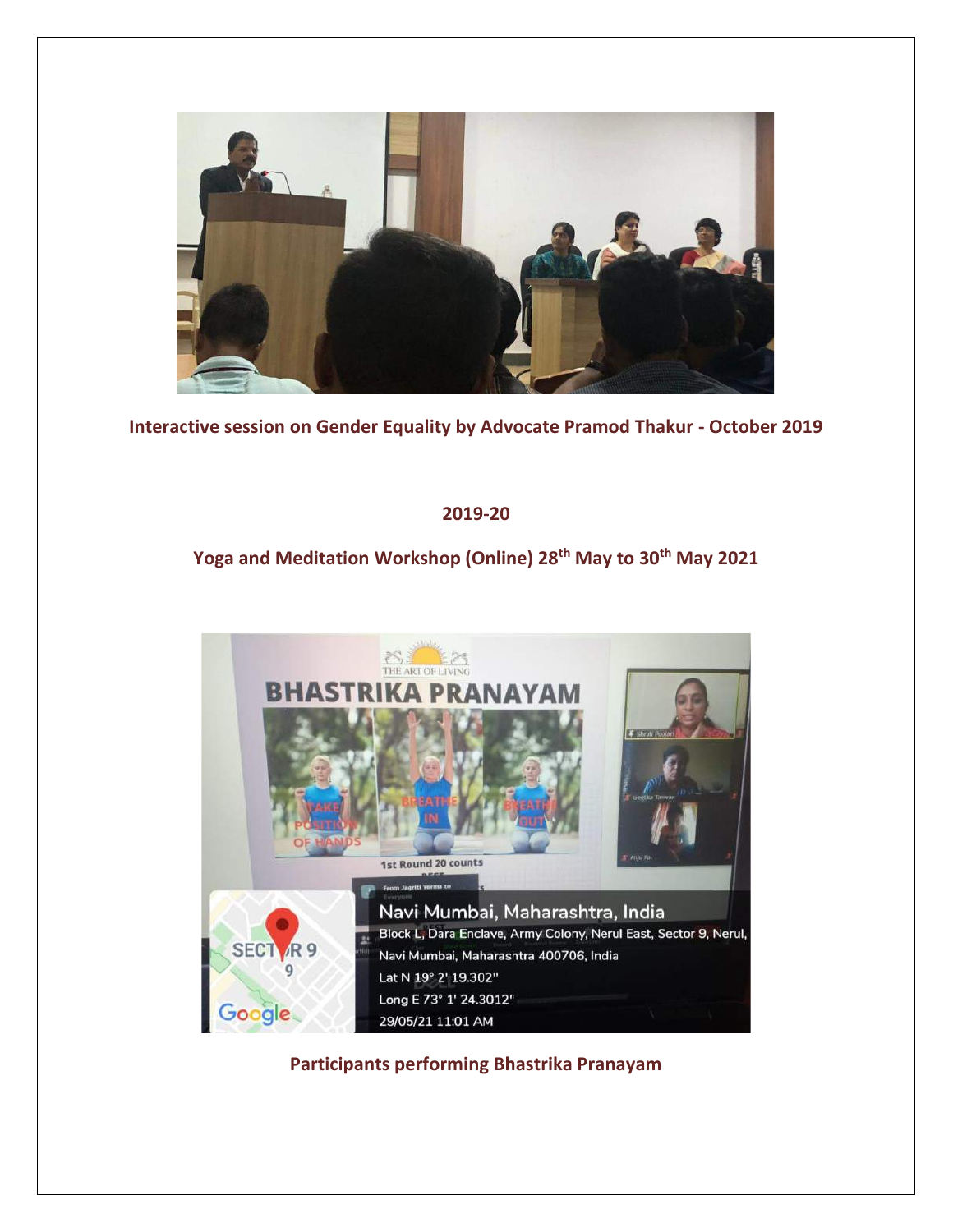**Interactive session on Gender Equality by Advocate Pramod Thakur - October 2019**

**2019-20**

**Yoga and Meditation Workshop (Online) 28th May to 30th May 2021**

**Participants performing Bhastrika Pranayam**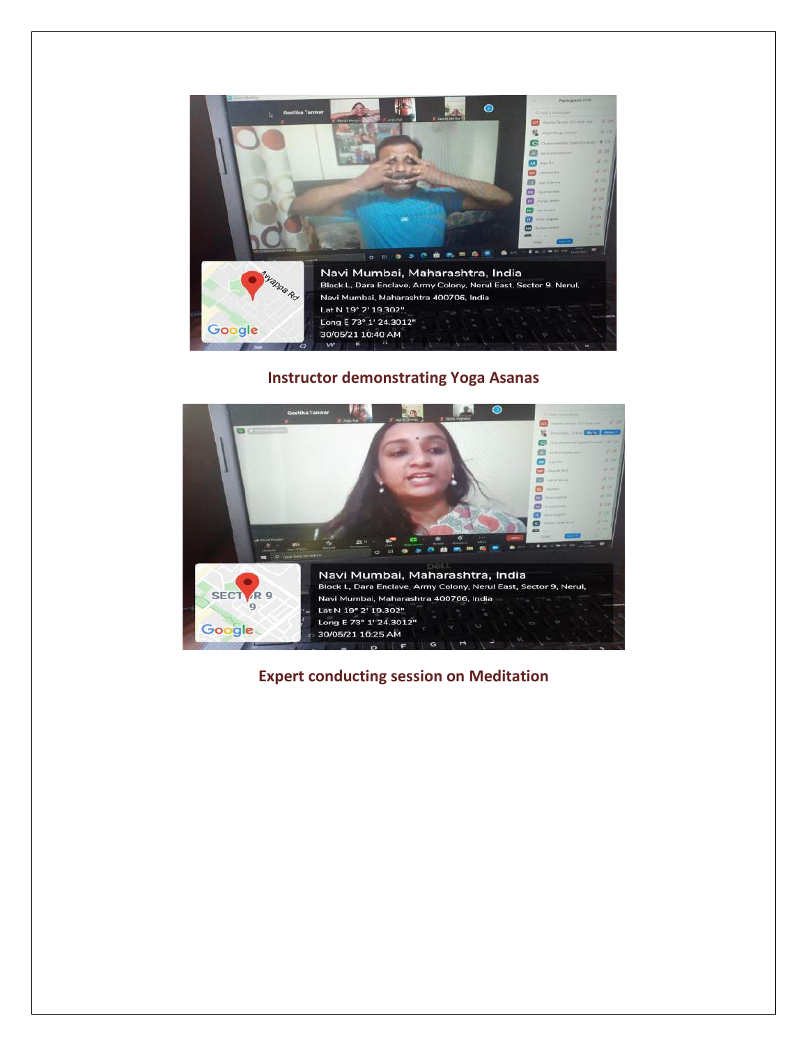**Instructor demonstrating Yoga Asanas**

**Expert conducting session on Meditation**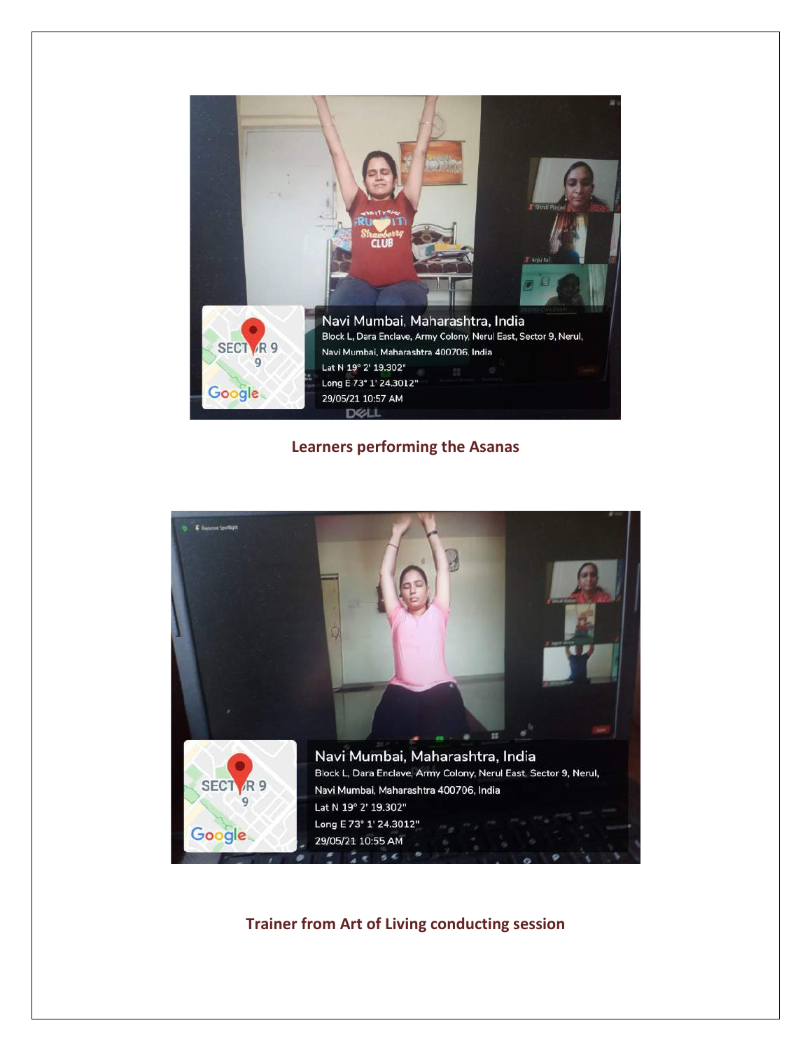**Learners performing the Asanas**

**Trainer from Art of Living conducting session**